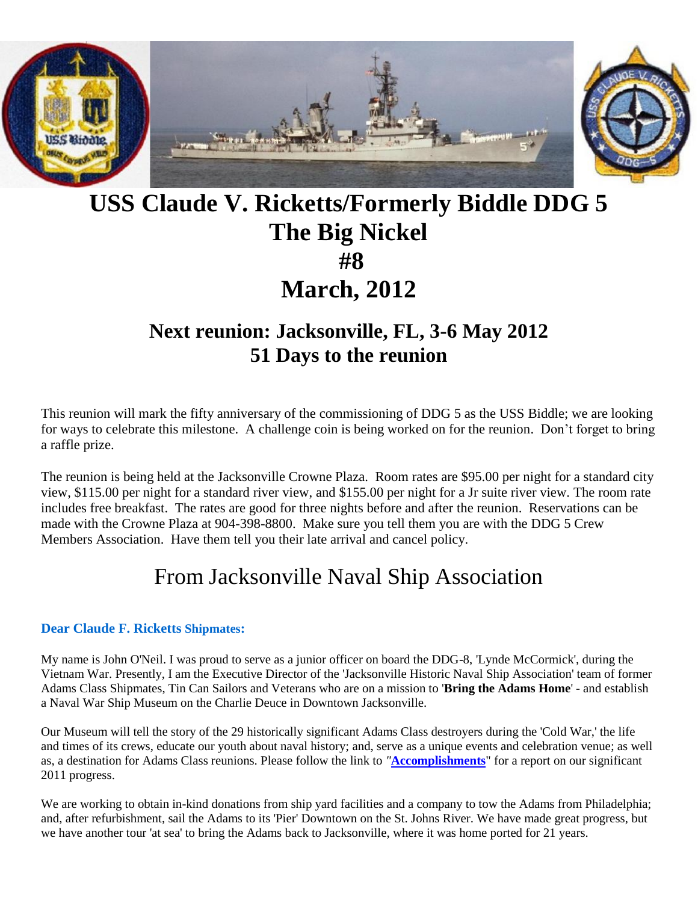# USS Claude V. Ricketts/Formerly Biddle DDG 5

# The Big Nickel

# #8

# March, 2012

## Next reunion: Jacksonville, FL, 3-6 May 2012

## 51 Days to the reunion

This reunion will mark the fifty anniversary of the commissioning of DDG 5 as the USS Biddle; we are looking for ways to celebrate this milestone. A challenge coin is being worked on for the reunion. Don't forget to bring a raffle prize.

The reunion is being held at the Jacksonville Crowne Plaza. Room rates are $95.00 per night for a standard city view, $115.00 per night for a standard river view, and $155.00 per night for a Jr suite river view. The room rate includes free breakfast. The rates are good for three nights before and after the reunion. Reservations can be made with the Crowne Plaza at 904-398-8800. Make sure you tell them you are with the DDG 5 Crew Members Association. Have them tell you their late arrival and cancel policy.

# From Jacksonville Naval Ship Association

**Dear Claude F. Ricketts Shipmates:**

My name is John O'Neil. I was proud to serve as a junior officer on board the DDG-8, 'Lynde McCormick', during the Vietnam War. Presently, I am the Executive Director of the 'Jacksonville Historic Naval Ship Association' team of former Adams Class Shipmates, Tin Can Sailors and Veterans who are on a mission to '**Bring the Adams Home**' - and establish a Naval War Ship Museum on the Charlie Deuce in Downtown Jacksonville.

Our Museum will tell the story of the 29 historically significant Adams Class destroyers during the 'Cold War,' the life and times of its crews, educate our youth about naval history; and, serve as a unique events and celebration venue; as well as, a destination for Adams Class reunions. Please follow the link to *"***Accomplishments**" for a report on our significant 2011 progress.

We are working to obtain in-kind donations from ship yard facilities and a company to tow the Adams from Philadelphia; and, after refurbishment, sail the Adams to its 'Pier' Downtown on the St. Johns River. We have made great progress, but we have another tour 'at sea' to bring the Adams back to Jacksonville, where it was home ported for 21 years.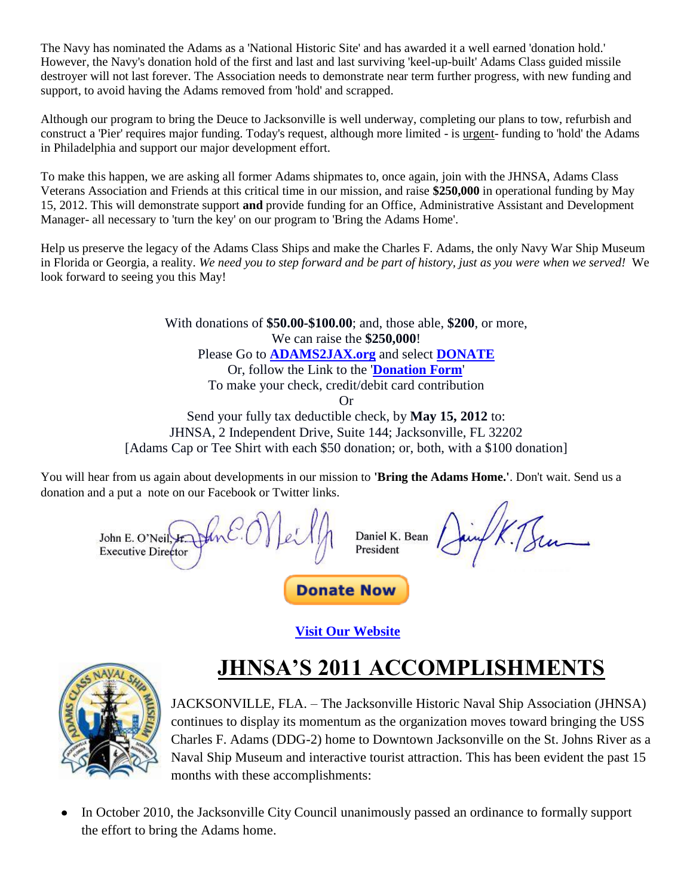The Navy has nominated the Adams as a 'National Historic Site' and has awarded it a well earned 'donation hold.' However, the Navy's donation hold of the first and last and last surviving 'keel-up-built' Adams Class guided missile destroyer will not last forever. The Association needs to demonstrate near term further progress, with new funding and support, to avoid having the Adams removed from 'hold' and scrapped.

Although our program to bring the Deuce to Jacksonville is well underway, completing our plans to tow, refurbish and construct a 'Pier' requires major funding. Today's request, although more limited - is urgent- funding to 'hold' the Adams in Philadelphia and support our major development effort.

To make this happen, we are asking all former Adams shipmates to, once again, join with the JHNSA, Adams Class Veterans Association and Friends at this critical time in our mission, and raise **$250,000** in operational funding by May 15, 2012. This will demonstrate support **and** provide funding for an Office, Administrative Assistant and Development Manager- all necessary to 'turn the key' on our program to 'Bring the Adams Home'.

Help us preserve the legacy of the Adams Class Ships and make the Charles F. Adams, the only Navy War Ship Museum in Florida or Georgia, a reality. *We need you to step forward and be part of history, just as you were when we served!* We look forward to seeing you this May!

With donations of **$50.00-$100.00**; and, those able, **$200**, or more,
We can raise the **$250,000**!
Please Go to **ADAMS2JAX.org** and select **DONATE**
Or, follow the Link to the '**Donation Form**'
To make your check, credit/debit card contribution
Or
Send your fully tax deductible check, by **May 15, 2012** to:
JHNSA, 2 Independent Drive, Suite 144; Jacksonville, FL 32202
[Adams Cap or Tee Shirt with each $50 donation; or, both, with a $100 donation]

You will hear from us again about developments in our mission to **'Bring the Adams Home.'**. Don't wait. Send us a donation and a put a note on our Facebook or Twitter links.

John E. O'Neil, Jr.
Executive Director

Daniel K. Bean
President

Donate Now

**Visit Our Website**

# JHNSA'S 2011 ACCOMPLISHMENTS

JACKSONVILLE, FLA. – The Jacksonville Historic Naval Ship Association (JHNSA) continues to display its momentum as the organization moves toward bringing the USS Charles F. Adams (DDG-2) home to Downtown Jacksonville on the St. Johns River as a Naval Ship Museum and interactive tourist attraction. This has been evident the past 15 months with these accomplishments:

- In October 2010, the Jacksonville City Council unanimously passed an ordinance to formally support the effort to bring the Adams home.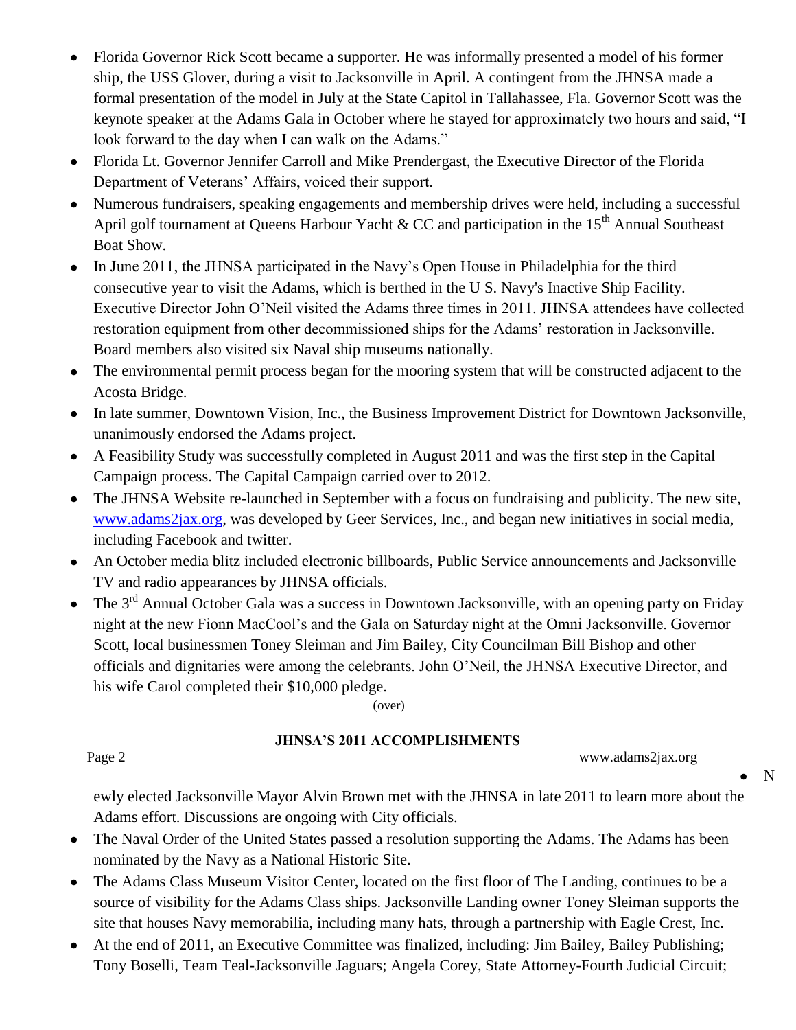- Florida Governor Rick Scott became a supporter. He was informally presented a model of his former ship, the USS Glover, during a visit to Jacksonville in April. A contingent from the JHNSA made a formal presentation of the model in July at the State Capitol in Tallahassee, Fla. Governor Scott was the keynote speaker at the Adams Gala in October where he stayed for approximately two hours and said, "I look forward to the day when I can walk on the Adams."
- Florida Lt. Governor Jennifer Carroll and Mike Prendergast, the Executive Director of the Florida Department of Veterans' Affairs, voiced their support.
- Numerous fundraisers, speaking engagements and membership drives were held, including a successful April golf tournament at Queens Harbour Yacht & CC and participation in the 15th Annual Southeast Boat Show.
- In June 2011, the JHNSA participated in the Navy's Open House in Philadelphia for the third consecutive year to visit the Adams, which is berthed in the U S. Navy's Inactive Ship Facility. Executive Director John O'Neil visited the Adams three times in 2011. JHNSA attendees have collected restoration equipment from other decommissioned ships for the Adams' restoration in Jacksonville. Board members also visited six Naval ship museums nationally.
- The environmental permit process began for the mooring system that will be constructed adjacent to the Acosta Bridge.
- In late summer, Downtown Vision, Inc., the Business Improvement District for Downtown Jacksonville, unanimously endorsed the Adams project.
- A Feasibility Study was successfully completed in August 2011 and was the first step in the Capital Campaign process. The Capital Campaign carried over to 2012.
- The JHNSA Website re-launched in September with a focus on fundraising and publicity. The new site, www.adams2jax.org, was developed by Geer Services, Inc., and began new initiatives in social media, including Facebook and twitter.
- An October media blitz included electronic billboards, Public Service announcements and Jacksonville TV and radio appearances by JHNSA officials.
- The 3rd Annual October Gala was a success in Downtown Jacksonville, with an opening party on Friday night at the new Fionn MacCool's and the Gala on Saturday night at the Omni Jacksonville. Governor Scott, local businessmen Toney Sleiman and Jim Bailey, City Councilman Bill Bishop and other officials and dignitaries were among the celebrants. John O'Neil, the JHNSA Executive Director, and his wife Carol completed their $10,000 pledge.

(over)

**JHNSA'S 2011 ACCOMPLISHMENTS**

- Newly elected Jacksonville Mayor Alvin Brown met with the JHNSA in late 2011 to learn more about the Adams effort. Discussions are ongoing with City officials.
- The Naval Order of the United States passed a resolution supporting the Adams. The Adams has been nominated by the Navy as a National Historic Site.
- The Adams Class Museum Visitor Center, located on the first floor of The Landing, continues to be a source of visibility for the Adams Class ships. Jacksonville Landing owner Toney Sleiman supports the site that houses Navy memorabilia, including many hats, through a partnership with Eagle Crest, Inc.
- At the end of 2011, an Executive Committee was finalized, including: Jim Bailey, Bailey Publishing; Tony Boselli, Team Teal-Jacksonville Jaguars; Angela Corey, State Attorney-Fourth Judicial Circuit;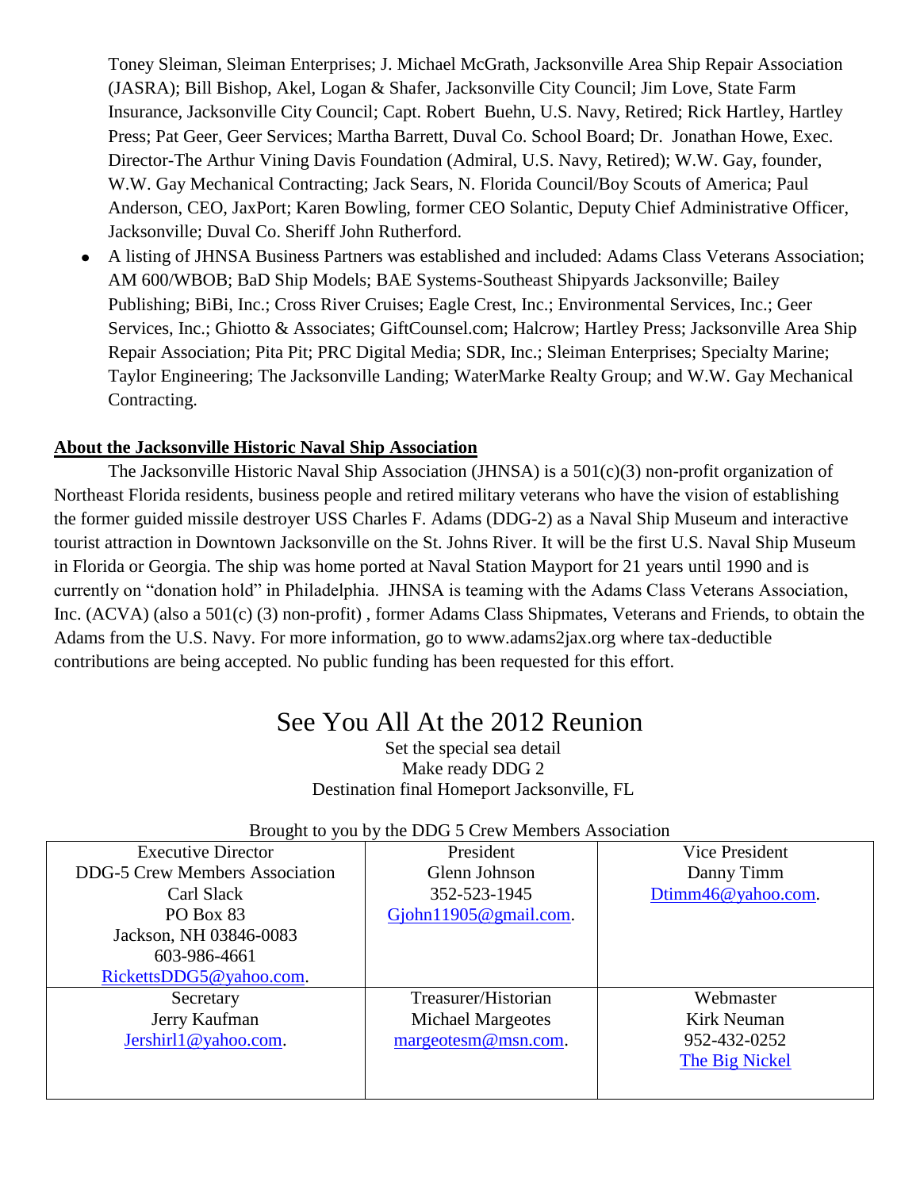Toney Sleiman, Sleiman Enterprises; J. Michael McGrath, Jacksonville Area Ship Repair Association (JASRA); Bill Bishop, Akel, Logan & Shafer, Jacksonville City Council; Jim Love, State Farm Insurance, Jacksonville City Council; Capt. Robert Buehn, U.S. Navy, Retired; Rick Hartley, Hartley Press; Pat Geer, Geer Services; Martha Barrett, Duval Co. School Board; Dr. Jonathan Howe, Exec. Director-The Arthur Vining Davis Foundation (Admiral, U.S. Navy, Retired); W.W. Gay, founder, W.W. Gay Mechanical Contracting; Jack Sears, N. Florida Council/Boy Scouts of America; Paul Anderson, CEO, JaxPort; Karen Bowling, former CEO Solantic, Deputy Chief Administrative Officer, Jacksonville; Duval Co. Sheriff John Rutherford.

- A listing of JHNSA Business Partners was established and included: Adams Class Veterans Association; AM 600/WBOB; BaD Ship Models; BAE Systems-Southeast Shipyards Jacksonville; Bailey Publishing; BiBi, Inc.; Cross River Cruises; Eagle Crest, Inc.; Environmental Services, Inc.; Geer Services, Inc.; Ghiotto & Associates; GiftCounsel.com; Halcrow; Hartley Press; Jacksonville Area Ship Repair Association; Pita Pit; PRC Digital Media; SDR, Inc.; Sleiman Enterprises; Specialty Marine; Taylor Engineering; The Jacksonville Landing; WaterMarke Realty Group; and W.W. Gay Mechanical Contracting.

**About the Jacksonville Historic Naval Ship Association**

The Jacksonville Historic Naval Ship Association (JHNSA) is a 501(c)(3) non-profit organization of Northeast Florida residents, business people and retired military veterans who have the vision of establishing the former guided missile destroyer USS Charles F. Adams (DDG-2) as a Naval Ship Museum and interactive tourist attraction in Downtown Jacksonville on the St. Johns River. It will be the first U.S. Naval Ship Museum in Florida or Georgia. The ship was home ported at Naval Station Mayport for 21 years until 1990 and is currently on "donation hold" in Philadelphia. JHNSA is teaming with the Adams Class Veterans Association, Inc. (ACVA) (also a 501(c) (3) non-profit) , former Adams Class Shipmates, Veterans and Friends, to obtain the Adams from the U.S. Navy. For more information, go to www.adams2jax.org where tax-deductible contributions are being accepted. No public funding has been requested for this effort.

## See You All At the 2012 Reunion

Set the special sea detail
Make ready DDG 2
Destination final Homeport Jacksonville, FL

Brought to you by the DDG 5 Crew Members Association

| Executive Director<br>DDG-5 Crew Members Association<br>Carl Slack<br>PO Box 83<br>Jackson, NH 03846-0083<br>603-986-4661<br>RickettsDDG5@yahoo.com. | President<br>Glenn Johnson<br>352-523-1945<br>Gjohn11905@gmail.com. | Vice President<br>Danny Timm<br>Dtimm46@yahoo.com. |
|---|---|---|
| Secretary<br>Jerry Kaufman<br>Jershirl1@yahoo.com. | Treasurer/Historian<br>Michael Margeotes<br>margeotesm@msn.com. | Webmaster<br>Kirk Neuman<br>952-432-0252<br>The Big Nickel |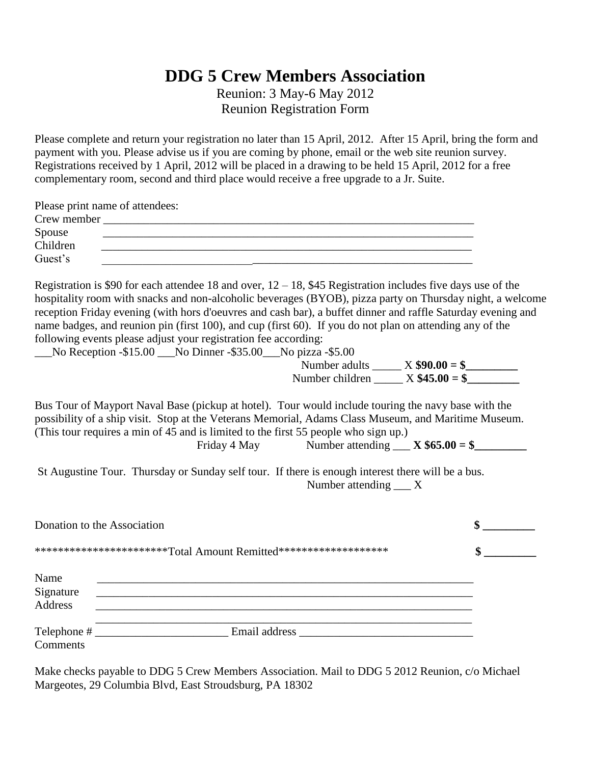# DDG 5 Crew Members Association

Reunion: 3 May-6 May 2012
Reunion Registration Form

Please complete and return your registration no later than 15 April, 2012. After 15 April, bring the form and payment with you. Please advise us if you are coming by phone, email or the web site reunion survey. Registrations received by 1 April, 2012 will be placed in a drawing to be held 15 April, 2012 for a free complementary room, second and third place would receive a free upgrade to a Jr. Suite.

Please print name of attendees:

Crew member ____________________________________________________________________

Spouse ____________________________________________________________________

Children ____________________________________________________________________

Guest's ____________________________________________________________________

Registration is $90 for each attendee 18 and over, 12 – 18, $45 Registration includes five days use of the hospitality room with snacks and non-alcoholic beverages (BYOB), pizza party on Thursday night, a welcome reception Friday evening (with hors d'oeuvres and cash bar), a buffet dinner and raffle Saturday evening and name badges, and reunion pin (first 100), and cup (first 60). If you do not plan on attending any of the following events please adjust your registration fee according:

___No Reception -$15.00 ___No Dinner -$35.00___No pizza -$5.00

Number adults _____ X **$90.00 = $_________**

Number children _____ X **$45.00 = $_________**

Bus Tour of Mayport Naval Base (pickup at hotel). Tour would include touring the navy base with the possibility of a ship visit. Stop at the Veterans Memorial, Adams Class Museum, and Maritime Museum. (This tour requires a min of 45 and is limited to the first 55 people who sign up.)

Friday 4 May Number attending ___ **X $65.00 = $_________**

St Augustine Tour. Thursday or Sunday self tour. If there is enough interest there will be a bus.

Number attending ___ X

Donation to the Association **$ _________**

\*\*\*\*\*\*\*\*\*\*\*\*\*\*\*\*\*\*\*\*\*\*\*Total Amount Remitted\*\*\*\*\*\*\*\*\*\*\*\*\*\*\*\*\*\*\* **$ _________**

Name ____________________________________________________________________

Signature ____________________________________________________________________

Address ____________________________________________________________________

____________________________________________________________________

Telephone # _______________________ Email address ______________________________

Comments

Make checks payable to DDG 5 Crew Members Association. Mail to DDG 5 2012 Reunion, c/o Michael Margeotes, 29 Columbia Blvd, East Stroudsburg, PA 18302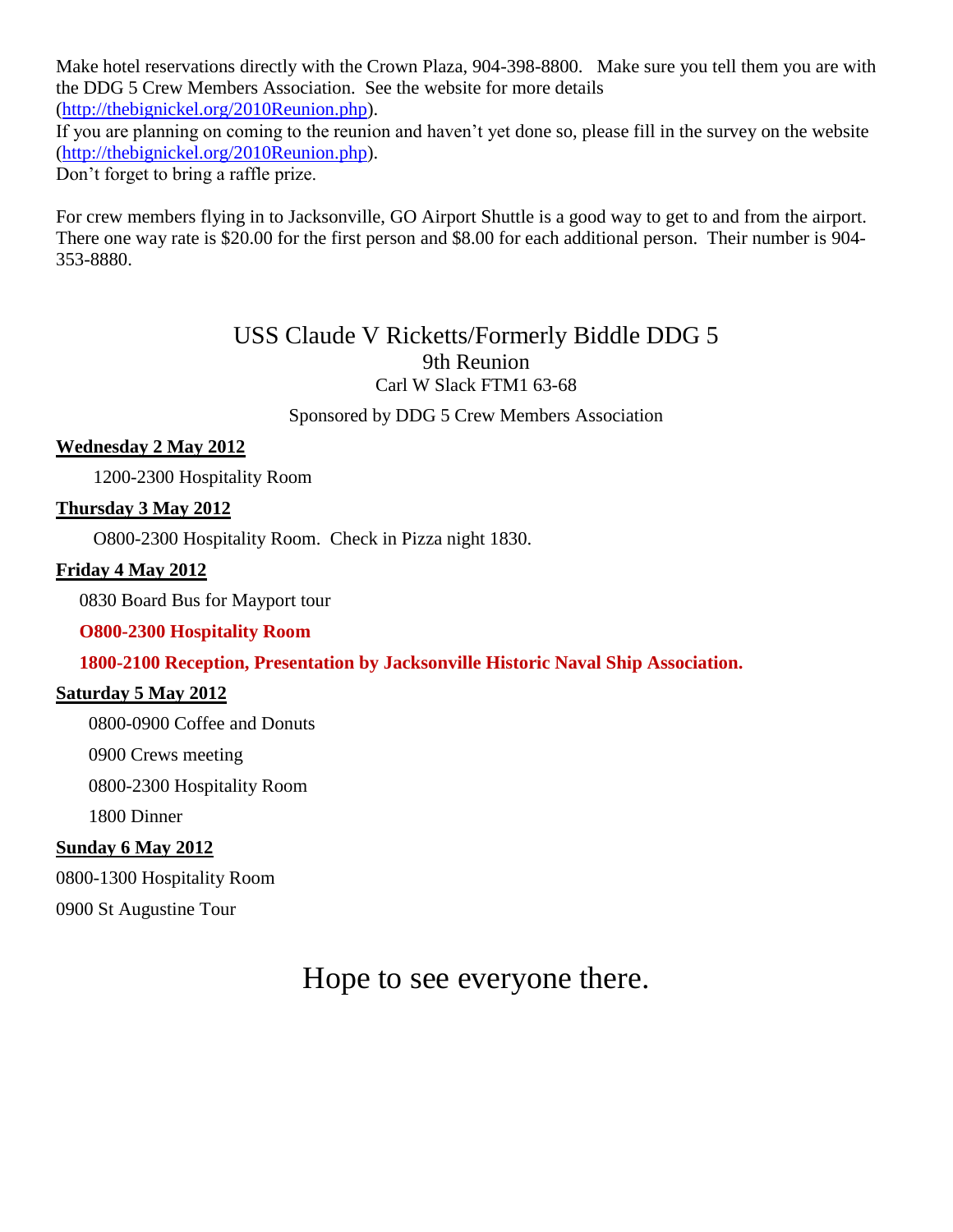Make hotel reservations directly with the Crown Plaza, 904-398-8800. Make sure you tell them you are with the DDG 5 Crew Members Association. See the website for more details (http://thebignickel.org/2010Reunion.php).
If you are planning on coming to the reunion and haven't yet done so, please fill in the survey on the website (http://thebignickel.org/2010Reunion.php).
Don't forget to bring a raffle prize.

For crew members flying in to Jacksonville, GO Airport Shuttle is a good way to get to and from the airport. There one way rate is $20.00 for the first person and $8.00 for each additional person. Their number is 904-353-8880.

# USS Claude V Ricketts/Formerly Biddle DDG 5

## 9th Reunion

Carl W Slack FTM1 63-68

Sponsored by DDG 5 Crew Members Association

**Wednesday 2 May 2012**

1200-2300 Hospitality Room

**Thursday 3 May 2012**

O800-2300 Hospitality Room. Check in Pizza night 1830.

**Friday 4 May 2012**

0830 Board Bus for Mayport tour

**O800-2300 Hospitality Room**

**1800-2100 Reception, Presentation by Jacksonville Historic Naval Ship Association.**

**Saturday 5 May 2012**

0800-0900 Coffee and Donuts

0900 Crews meeting

0800-2300 Hospitality Room

1800 Dinner

**Sunday 6 May 2012**

0800-1300 Hospitality Room

0900 St Augustine Tour

# Hope to see everyone there.